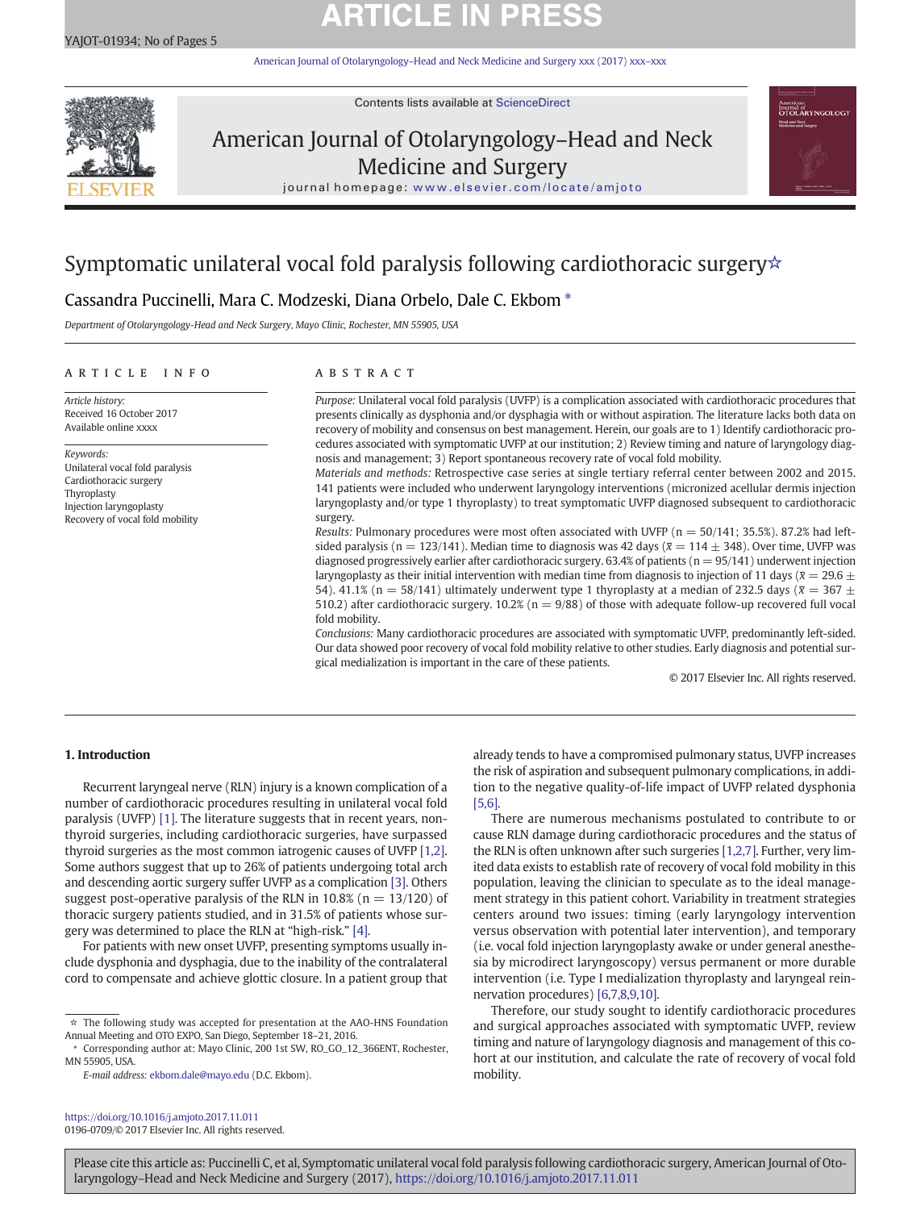# Symptomatic unilateral vocal fold paralysis following cardiothoracic surgery☆

Cassandra Puccinelli, Mara C. Modzeski, Diana Orbelo, Dale C. Ekbom *

*Department of Otolaryngology-Head and Neck Surgery, Mayo Clinic, Rochester, MN 55905, USA*

## ARTICLE INFO

*Article history:*
Received 16 October 2017
Available online xxxx

*Keywords:*
Unilateral vocal fold paralysis
Cardiothoracic surgery
Thyroplasty
Injection laryngoplasty
Recovery of vocal fold mobility

## ABSTRACT

*Purpose:* Unilateral vocal fold paralysis (UVFP) is a complication associated with cardiothoracic procedures that presents clinically as dysphonia and/or dysphagia with or without aspiration. The literature lacks both data on recovery of mobility and consensus on best management. Herein, our goals are to 1) Identify cardiothoracic procedures associated with symptomatic UVFP at our institution; 2) Review timing and nature of laryngology diagnosis and management; 3) Report spontaneous recovery rate of vocal fold mobility.

*Materials and methods:* Retrospective case series at single tertiary referral center between 2002 and 2015. 141 patients were included who underwent laryngology interventions (micronized acellular dermis injection laryngoplasty and/or type 1 thyroplasty) to treat symptomatic UVFP diagnosed subsequent to cardiothoracic surgery.

*Results:* Pulmonary procedures were most often associated with UVFP (n = 50/141; 35.5%). 87.2% had left-sided paralysis (n = 123/141). Median time to diagnosis was 42 days ($\bar{x}$ = 114 ± 348). Over time, UVFP was diagnosed progressively earlier after cardiothoracic surgery. 63.4% of patients (n = 95/141) underwent injection laryngoplasty as their initial intervention with median time from diagnosis to injection of 11 days ($\bar{x}$ = 29.6 ± 54). 41.1% (n = 58/141) ultimately underwent type 1 thyroplasty at a median of 232.5 days ($\bar{x}$ = 367 ± 510.2) after cardiothoracic surgery. 10.2% (n = 9/88) of those with adequate follow-up recovered full vocal fold mobility.

*Conclusions:* Many cardiothoracic procedures are associated with symptomatic UVFP, predominantly left-sided. Our data showed poor recovery of vocal fold mobility relative to other studies. Early diagnosis and potential surgical medialization is important in the care of these patients.

© 2017 Elsevier Inc. All rights reserved.

## 1. Introduction

Recurrent laryngeal nerve (RLN) injury is a known complication of a number of cardiothoracic procedures resulting in unilateral vocal fold paralysis (UVFP) [1]. The literature suggests that in recent years, non-thyroid surgeries, including cardiothoracic surgeries, have surpassed thyroid surgeries as the most common iatrogenic causes of UVFP [1,2]. Some authors suggest that up to 26% of patients undergoing total arch and descending aortic surgery suffer UVFP as a complication [3]. Others suggest post-operative paralysis of the RLN in 10.8% (n = 13/120) of thoracic surgery patients studied, and in 31.5% of patients whose surgery was determined to place the RLN at "high-risk." [4].

For patients with new onset UVFP, presenting symptoms usually include dysphonia and dysphagia, due to the inability of the contralateral cord to compensate and achieve glottic closure. In a patient group that already tends to have a compromised pulmonary status, UVFP increases the risk of aspiration and subsequent pulmonary complications, in addition to the negative quality-of-life impact of UVFP related dysphonia [5,6].

There are numerous mechanisms postulated to contribute to or cause RLN damage during cardiothoracic procedures and the status of the RLN is often unknown after such surgeries [1,2,7]. Further, very limited data exists to establish rate of recovery of vocal fold mobility in this population, leaving the clinician to speculate as to the ideal management strategy in this patient cohort. Variability in treatment strategies centers around two issues: timing (early laryngology intervention versus observation with potential later intervention), and temporary (i.e. vocal fold injection laryngoplasty awake or under general anesthesia by microdirect laryngoscopy) versus permanent or more durable intervention (i.e. Type I medialization thyroplasty and laryngeal reinnervation procedures) [6,7,8,9,10].

Therefore, our study sought to identify cardiothoracic procedures and surgical approaches associated with symptomatic UVFP, review timing and nature of laryngology diagnosis and management of this cohort at our institution, and calculate the rate of recovery of vocal fold mobility.

☆ The following study was accepted for presentation at the AAO-HNS Foundation Annual Meeting and OTO EXPO, San Diego, September 18–21, 2016.

\* Corresponding author at: Mayo Clinic, 200 1st SW, RO_GO_12_366ENT, Rochester, MN 55905, USA.

*E-mail address:* ekbom.dale@mayo.edu (D.C. Ekbom).

https://doi.org/10.1016/j.amjoto.2017.11.011
0196-0709/© 2017 Elsevier Inc. All rights reserved.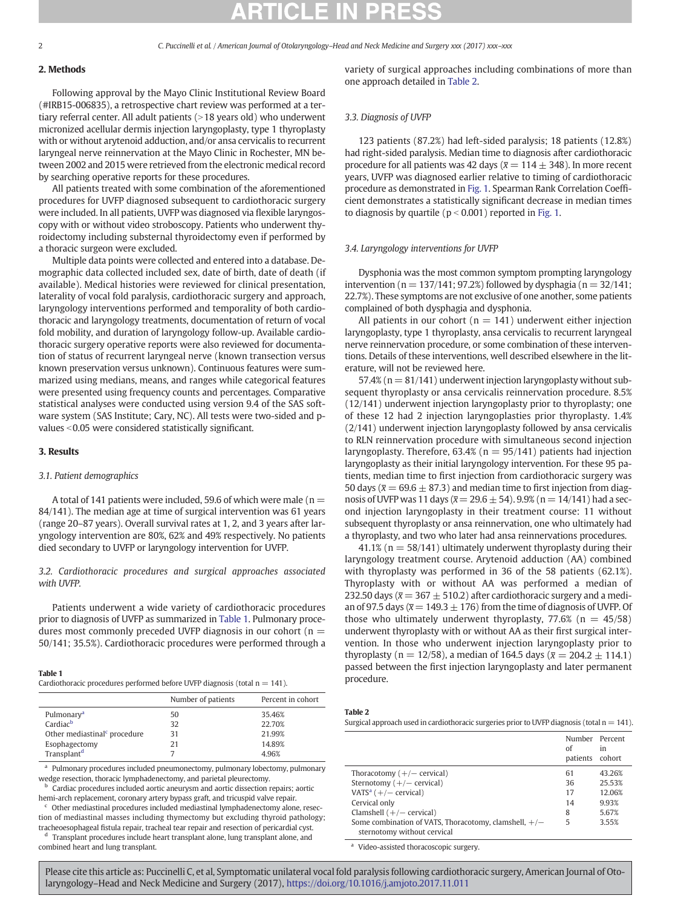## 2. Methods

Following approval by the Mayo Clinic Institutional Review Board (#IRB15-006835), a retrospective chart review was performed at a tertiary referral center. All adult patients (>18 years old) who underwent micronized acellular dermis injection laryngoplasty, type 1 thyroplasty with or without arytenoid adduction, and/or ansa cervicalis to recurrent laryngeal nerve reinnervation at the Mayo Clinic in Rochester, MN between 2002 and 2015 were retrieved from the electronic medical record by searching operative reports for these procedures.

All patients treated with some combination of the aforementioned procedures for UVFP diagnosed subsequent to cardiothoracic surgery were included. In all patients, UVFP was diagnosed via flexible laryngoscopy with or without video stroboscopy. Patients who underwent thyroidectomy including substernal thyroidectomy even if performed by a thoracic surgeon were excluded.

Multiple data points were collected and entered into a database. Demographic data collected included sex, date of birth, date of death (if available). Medical histories were reviewed for clinical presentation, laterality of vocal fold paralysis, cardiothoracic surgery and approach, laryngology interventions performed and temporality of both cardiothoracic and laryngology treatments, documentation of return of vocal fold mobility, and duration of laryngology follow-up. Available cardiothoracic surgery operative reports were also reviewed for documentation of status of recurrent laryngeal nerve (known transection versus known preservation versus unknown). Continuous features were summarized using medians, means, and ranges while categorical features were presented using frequency counts and percentages. Comparative statistical analyses were conducted using version 9.4 of the SAS software system (SAS Institute; Cary, NC). All tests were two-sided and p-values <0.05 were considered statistically significant.

## 3. Results

### 3.1. Patient demographics

A total of 141 patients were included, 59.6 of which were male ($n = 84/141$). The median age at time of surgical intervention was 61 years (range 20–87 years). Overall survival rates at 1, 2, and 3 years after laryngology intervention are 80%, 62% and 49% respectively. No patients died secondary to UVFP or laryngology intervention for UVFP.

### 3.2. Cardiothoracic procedures and surgical approaches associated with UVFP.

Patients underwent a wide variety of cardiothoracic procedures prior to diagnosis of UVFP as summarized in Table 1. Pulmonary procedures most commonly preceded UVFP diagnosis in our cohort ($n = 50/141$; 35.5%). Cardiothoracic procedures were performed through a variety of surgical approaches including combinations of more than one approach detailed in Table 2.

**Table 1**
Cardiothoracic procedures performed before UVFP diagnosis (total n = 141).

| | Number of patients | Percent in cohort |
|---|---|---|
| Pulmonary[a] | 50 | 35.46% |
| Cardiac[b] | 32 | 22.70% |
| Other mediastinal[c] procedure | 31 | 21.99% |
| Esophagectomy | 21 | 14.89% |
| Transplant[d] | 7 | 4.96% |

[a] Pulmonary procedures included pneumonectomy, pulmonary lobectomy, pulmonary wedge resection, thoracic lymphadenectomy, and parietal pleurectomy.
[b] Cardiac procedures included aortic aneurysm and aortic dissection repairs; aortic hemi-arch replacement, coronary artery bypass graft, and tricuspid valve repair.
[c] Other mediastinal procedures included mediastinal lymphadenectomy alone, resection of mediastinal masses including thymectomy but excluding thyroid pathology; tracheoesophageal fistula repair, tracheal tear repair and resection of pericardial cyst.
[d] Transplant procedures include heart transplant alone, lung transplant alone, and combined heart and lung transplant.

### 3.3. Diagnosis of UVFP

123 patients (87.2%) had left-sided paralysis; 18 patients (12.8%) had right-sided paralysis. Median time to diagnosis after cardiothoracic procedure for all patients was 42 days ($\bar{x} = 114 \pm 348$). In more recent years, UVFP was diagnosed earlier relative to timing of cardiothoracic procedure as demonstrated in Fig. 1. Spearman Rank Correlation Coefficient demonstrates a statistically significant decrease in median times to diagnosis by quartile ($p < 0.001$) reported in Fig. 1.

### 3.4. Laryngology interventions for UVFP

Dysphonia was the most common symptom prompting laryngology intervention ($n = 137/141$; 97.2%) followed by dysphagia ($n = 32/141$; 22.7%). These symptoms are not exclusive of one another, some patients complained of both dysphagia and dysphonia.

All patients in our cohort ($n = 141$) underwent either injection laryngoplasty, type 1 thyroplasty, ansa cervicalis to recurrent laryngeal nerve reinnervation procedure, or some combination of these interventions. Details of these interventions, well described elsewhere in the literature, will not be reviewed here.

57.4% ($n = 81/141$) underwent injection laryngoplasty without subsequent thyroplasty or ansa cervicalis reinnervation procedure. 8.5% (12/141) underwent injection laryngoplasty prior to thyroplasty; one of these 12 had 2 injection laryngoplasties prior thyroplasty. 1.4% (2/141) underwent injection laryngoplasty followed by ansa cervicalis to RLN reinnervation procedure with simultaneous second injection laryngoplasty. Therefore, 63.4% ($n = 95/141$) patients had injection laryngoplasty as their initial laryngology intervention. For these 95 patients, median time to first injection from cardiothoracic surgery was 50 days ($\bar{x} = 69.6 \pm 87.3$) and median time to first injection from diagnosis of UVFP was 11 days ($\bar{x} = 29.6 \pm 54$). 9.9% ($n = 14/141$) had a second injection laryngoplasty in their treatment course: 11 without subsequent thyroplasty or ansa reinnervation, one who ultimately had a thyroplasty, and two who later had ansa reinnervations procedures.

41.1% ($n = 58/141$) ultimately underwent thyroplasty during their laryngology treatment course. Arytenoid adduction (AA) combined with thyroplasty was performed in 36 of the 58 patients (62.1%). Thyroplasty with or without AA was performed a median of 232.50 days ($\bar{x} = 367 \pm 510.2$) after cardiothoracic surgery and a median of 97.5 days ($\bar{x} = 149.3 \pm 176$) from the time of diagnosis of UVFP. Of those who ultimately underwent thyroplasty, 77.6% ($n = 45/58$) underwent thyroplasty with or without AA as their first surgical intervention. In those who underwent injection laryngoplasty prior to thyroplasty ($n = 12/58$), a median of 164.5 days ($\bar{x} = 204.2 \pm 114.1$) passed between the first injection laryngoplasty and later permanent procedure.

**Table 2**
Surgical approach used in cardiothoracic surgeries prior to UVFP diagnosis (total n = 141).

| | Number of patients | Percent in cohort |
|---|---|---|
| Thoracotomy (+/− cervical) | 61 | 43.26% |
| Sternotomy (+/− cervical) | 36 | 25.53% |
| VATS[a] (+/− cervical) | 17 | 12.06% |
| Cervical only | 14 | 9.93% |
| Clamshell (+/− cervical) | 8 | 5.67% |
| Some combination of VATS, Thoracotomy, clamshell, +/− sternotomy without cervical | 5 | 3.55% |

[a] Video-assisted thoracoscopic surgery.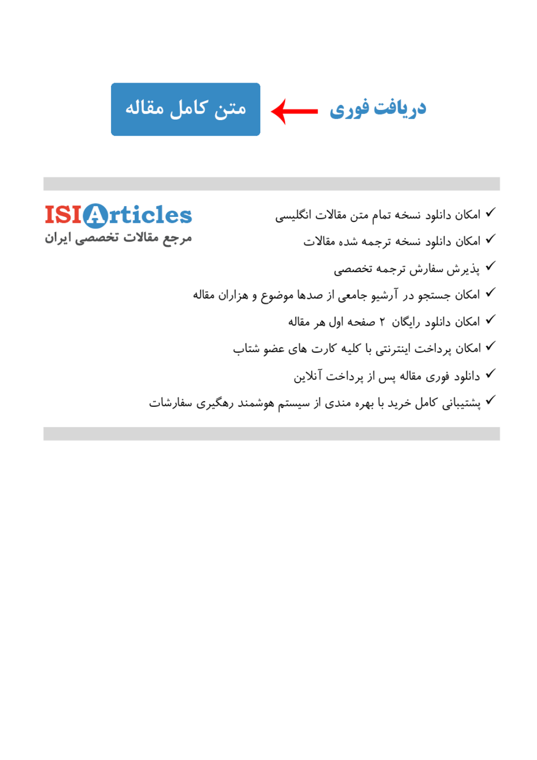دریافت فوری ← **متن کامل مقاله**

**ISIArticles**

مرجع مقالات تخصصی ایران

- ✓ امکان دانلود نسخه تمام متن مقالات انگلیسی
- ✓ امکان دانلود نسخه ترجمه شده مقالات
- ✓ پذیرش سفارش ترجمه تخصصی
- ✓ امکان جستجو در آرشیو جامعی از صدها موضوع و هزاران مقاله
- ✓ امکان دانلود رایگان ۲ صفحه اول هر مقاله
- ✓ امکان پرداخت اینترنتی با کلیه کارت های عضو شتاب
- ✓ دانلود فوری مقاله پس از پرداخت آنلاین
- ✓ پشتیبانی کامل خرید با بهره مندی از سیستم هوشمند رهگیری سفارشات